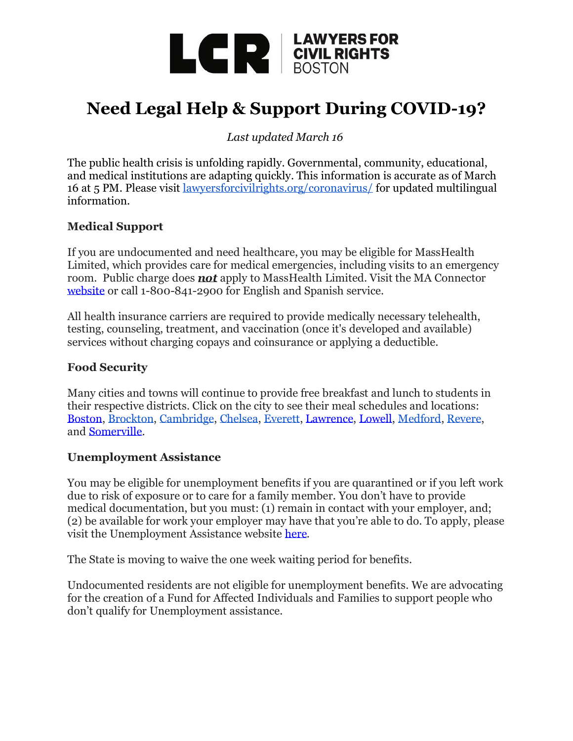LCR | LAWYERS FOR CIVIL RIGHTS BOSTON

# Need Legal Help & Support During COVID-19?

*Last updated March 16*

The public health crisis is unfolding rapidly. Governmental, community, educational, and medical institutions are adapting quickly. This information is accurate as of March 16 at 5 PM. Please visit [lawyersforcivilrights.org/coronavirus/](lawyersforcivilrights.org/coronavirus/) for updated multilingual information.

### Medical Support

If you are undocumented and need healthcare, you may be eligible for MassHealth Limited, which provides care for medical emergencies, including visits to an emergency room. Public charge does ***not*** apply to MassHealth Limited. Visit the MA Connector [website](#) or call 1-800-841-2900 for English and Spanish service.

All health insurance carriers are required to provide medically necessary telehealth, testing, counseling, treatment, and vaccination (once it's developed and available) services without charging copays and coinsurance or applying a deductible.

### Food Security

Many cities and towns will continue to provide free breakfast and lunch to students in their respective districts. Click on the city to see their meal schedules and locations: [Boston](#), [Brockton](#), [Cambridge](#), [Chelsea](#), [Everett](#), [Lawrence](#), [Lowell](#), [Medford](#), [Revere](#), and [Somerville](#).

### Unemployment Assistance

You may be eligible for unemployment benefits if you are quarantined or if you left work due to risk of exposure or to care for a family member. You don't have to provide medical documentation, but you must: (1) remain in contact with your employer, and; (2) be available for work your employer may have that you're able to do. To apply, please visit the Unemployment Assistance website [here](#).

The State is moving to waive the one week waiting period for benefits.

Undocumented residents are not eligible for unemployment benefits. We are advocating for the creation of a Fund for Affected Individuals and Families to support people who don't qualify for Unemployment assistance.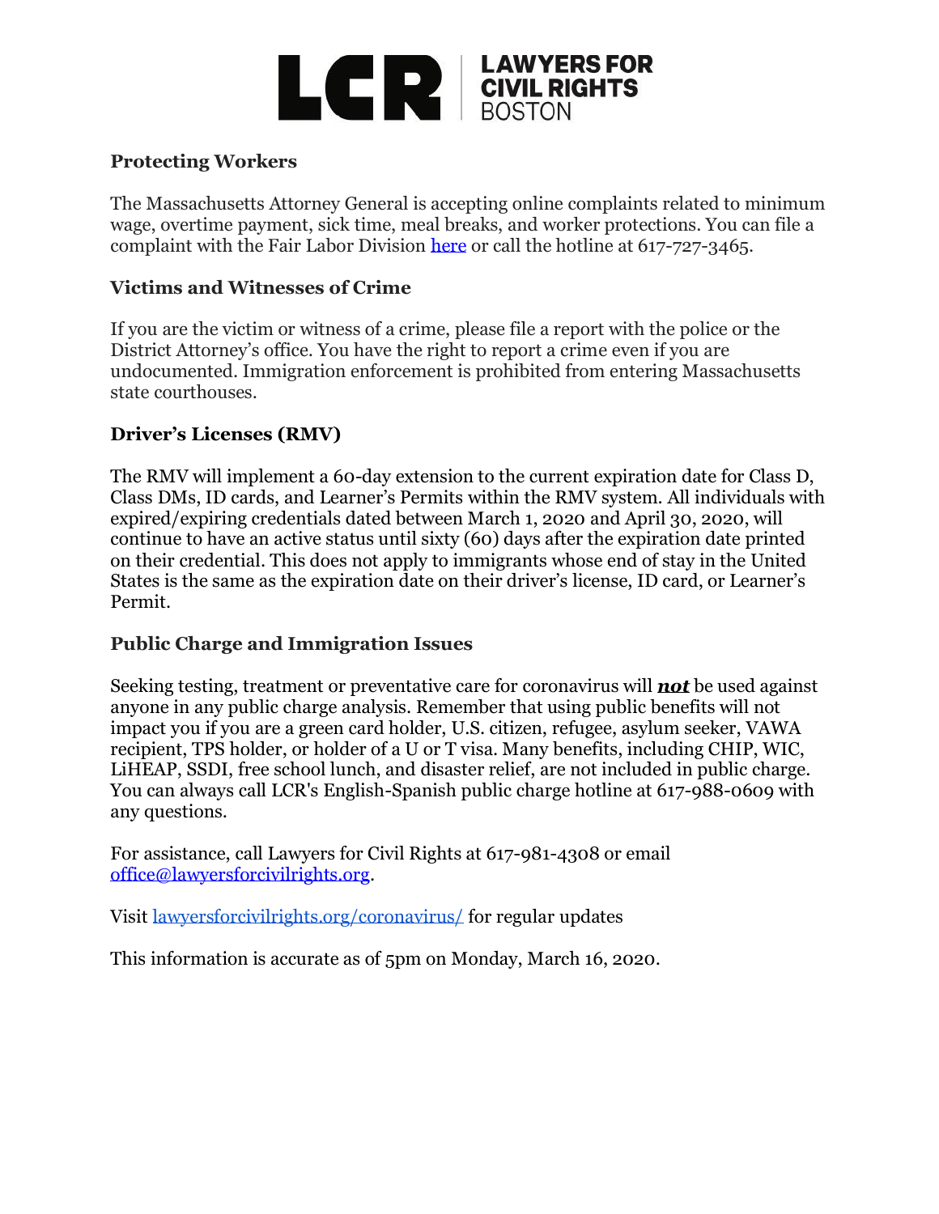LCR | LAWYERS FOR CIVIL RIGHTS BOSTON

### Protecting Workers

The Massachusetts Attorney General is accepting online complaints related to minimum wage, overtime payment, sick time, meal breaks, and worker protections. You can file a complaint with the Fair Labor Division [here]() or call the hotline at 617-727-3465.

### Victims and Witnesses of Crime

If you are the victim or witness of a crime, please file a report with the police or the District Attorney's office. You have the right to report a crime even if you are undocumented. Immigration enforcement is prohibited from entering Massachusetts state courthouses.

### Driver's Licenses (RMV)

The RMV will implement a 60-day extension to the current expiration date for Class D, Class DMs, ID cards, and Learner's Permits within the RMV system. All individuals with expired/expiring credentials dated between March 1, 2020 and April 30, 2020, will continue to have an active status until sixty (60) days after the expiration date printed on their credential. This does not apply to immigrants whose end of stay in the United States is the same as the expiration date on their driver's license, ID card, or Learner's Permit.

### Public Charge and Immigration Issues

Seeking testing, treatment or preventative care for coronavirus will ***not*** be used against anyone in any public charge analysis. Remember that using public benefits will not impact you if you are a green card holder, U.S. citizen, refugee, asylum seeker, VAWA recipient, TPS holder, or holder of a U or T visa. Many benefits, including CHIP, WIC, LiHEAP, SSDI, free school lunch, and disaster relief, are not included in public charge. You can always call LCR's English-Spanish public charge hotline at 617-988-0609 with any questions.

For assistance, call Lawyers for Civil Rights at 617-981-4308 or email office@lawyersforcivilrights.org.

Visit lawyersforcivilrights.org/coronavirus/ for regular updates

This information is accurate as of 5pm on Monday, March 16, 2020.